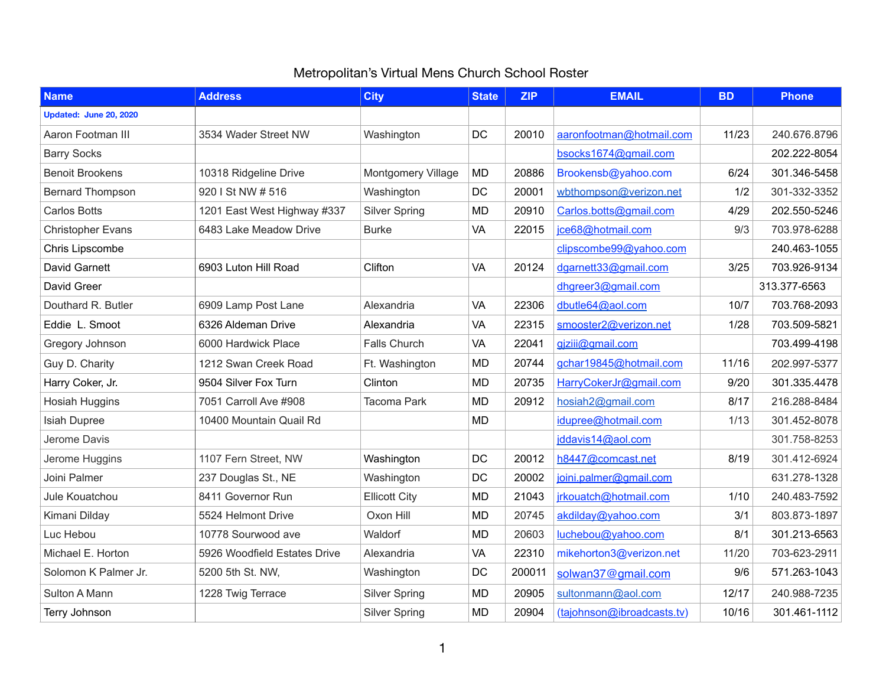# Metropolitan's Virtual Mens Church School Roster

| Name | Address | City | State | ZIP | EMAIL | BD | Phone |
|---|---|---|---|---|---|---|---|
| **Updated: June 20, 2020** | | | | | | | |
| Aaron Footman III | 3534 Wader Street NW | Washington | DC | 20010 | aaronfootman@hotmail.com | 11/23 | 240.676.8796 |
| Barry Socks | | | | | bsocks1674@gmail.com | | 202.222-8054 |
| Benoit Brookens | 10318 Ridgeline Drive | Montgomery Village | MD | 20886 | Brookensb@yahoo.com | 6/24 | 301.346-5458 |
| Bernard Thompson | 920 I St NW # 516 | Washington | DC | 20001 | wbthompson@verizon.net | 1/2 | 301-332-3352 |
| Carlos Botts | 1201 East West Highway #337 | Silver Spring | MD | 20910 | Carlos.botts@gmail.com | 4/29 | 202.550-5246 |
| Christopher Evans | 6483 Lake Meadow Drive | Burke | VA | 22015 | jce68@hotmail.com | 9/3 | 703-978-6288 |
| Chris Lipscombe | | | | | clipscombe99@yahoo.com | | 240.463-1055 |
| David Garnett | 6903 Luton Hill Road | Clifton | VA | 20124 | dgarnett33@gmail.com | 3/25 | 703.926-9134 |
| David Greer | | | | | dhgreer3@gmail.com | | 313.377-6563 |
| Douthard R. Butler | 6909 Lamp Post Lane | Alexandria | VA | 22306 | dbutle64@aol.com | 10/7 | 703.768-2093 |
| Eddie L. Smoot | 6326 Aldeman Drive | Alexandria | VA | 22315 | smooster2@verizon.net | 1/28 | 703.509-5821 |
| Gregory Johnson | 6000 Hardwick Place | Falls Church | VA | 22041 | gjziii@gmail.com | | 703.499-4198 |
| Guy D. Charity | 1212 Swan Creek Road | Ft. Washington | MD | 20744 | gchar19845@hotmail.com | 11/16 | 202.997-5377 |
| Harry Coker, Jr. | 9504 Silver Fox Turn | Clinton | MD | 20735 | HarryCokerJr@gmail.com | 9/20 | 301.335.4478 |
| Hosiah Huggins | 7051 Carroll Ave #908 | Tacoma Park | MD | 20912 | hosiah2@gmail.com | 8/17 | 216.288-8484 |
| Isiah Dupree | 10400 Mountain Quail Rd | | MD | | idupree@hotmail.com | 1/13 | 301.452-8078 |
| Jerome Davis | | | | | jddavis14@aol.com | | 301.758-8253 |
| Jerome Huggins | 1107 Fern Street, NW | Washington | DC | 20012 | h8447@comcast.net | 8/19 | 301.412-6924 |
| Joini Palmer | 237 Douglas St., NE | Washington | DC | 20002 | joini.palmer@gmail.com | | 631.278-1328 |
| Jule Kouatchou | 8411 Governor Run | Ellicott City | MD | 21043 | jrkouatch@hotmail.com | 1/10 | 240.483-7592 |
| Kimani Dilday | 5524 Helmont Drive | Oxon Hill | MD | 20745 | akdilday@yahoo.com | 3/1 | 803.873-1897 |
| Luc Hebou | 10778 Sourwood ave | Waldorf | MD | 20603 | luchebou@yahoo.com | 8/1 | 301.213-6563 |
| Michael E. Horton | 5926 Woodfield Estates Drive | Alexandria | VA | 22310 | mikehorton3@verizon.net | 11/20 | 703-623-2911 |
| Solomon K Palmer Jr. | 5200 5th St. NW, | Washington | DC | 200011 | solwan37@gmail.com | 9/6 | 571.263-1043 |
| Sulton A Mann | 1228 Twig Terrace | Silver Spring | MD | 20905 | sultonmann@aol.com | 12/17 | 240.988-7235 |
| Terry Johnson | | Silver Spring | MD | 20904 | (tajohnson@ibroadcasts.tv) | 10/16 | 301.461-1112 |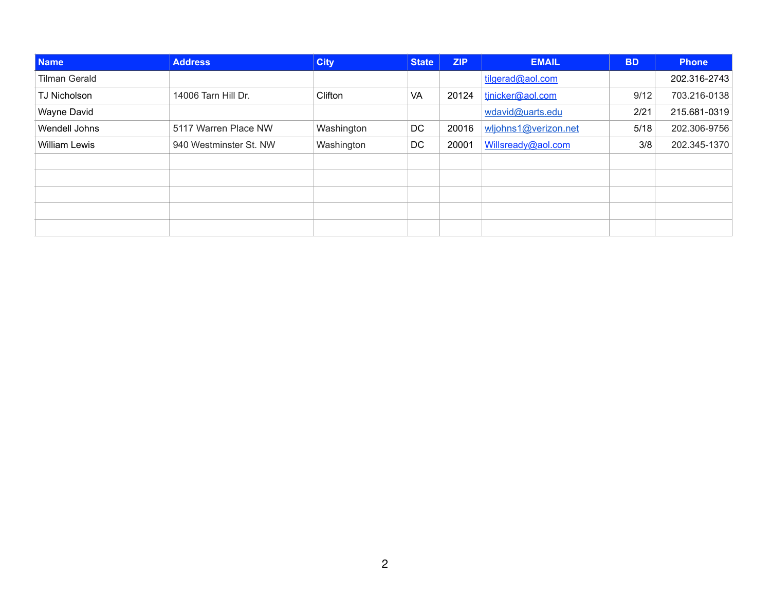| Name | Address | City | State | ZIP | EMAIL | BD | Phone |
| --- | --- | --- | --- | --- | --- | --- | --- |
| Tilman Gerald | | | | | tilgerad@aol.com | | 202.316-2743 |
| TJ Nicholson | 14006 Tarn Hill Dr. | Clifton | VA | 20124 | tjnicker@aol.com | 9/12 | 703.216-0138 |
| Wayne David | | | | | wdavid@uarts.edu | 2/21 | 215.681-0319 |
| Wendell Johns | 5117 Warren Place NW | Washington | DC | 20016 | wljohns1@verizon.net | 5/18 | 202.306-9756 |
| William Lewis | 940 Westminster St. NW | Washington | DC | 20001 | Willsready@aol.com | 3/8 | 202.345-1370 |
| | | | | | | | |
| | | | | | | | |
| | | | | | | | |
| | | | | | | | |
| | | | | | | | |